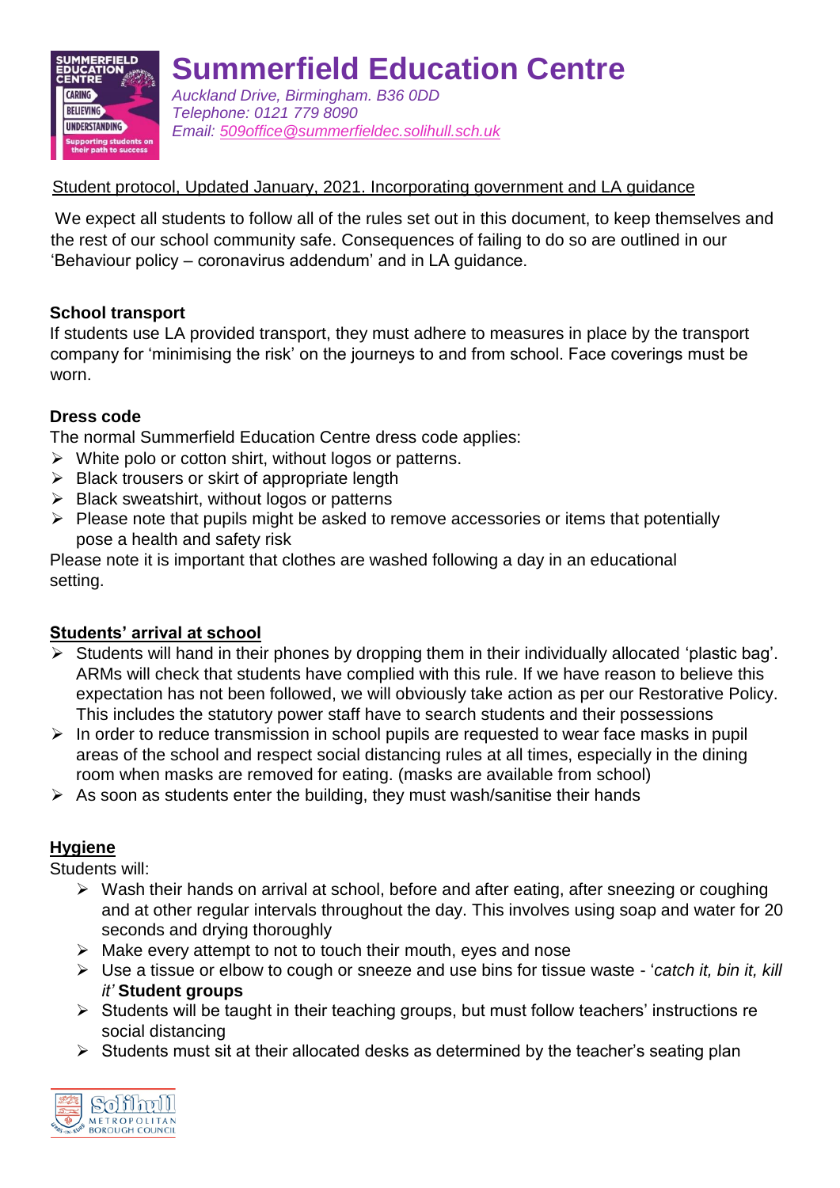# Summerfield Education Centre

*Auckland Drive, Birmingham. B36 0DD*
*Telephone: 0121 779 8090*
*Email: 509office@summerfieldec.solihull.sch.uk*

Student protocol, Updated January, 2021. Incorporating government and LA guidance

We expect all students to follow all of the rules set out in this document, to keep themselves and the rest of our school community safe. Consequences of failing to do so are outlined in our 'Behaviour policy – coronavirus addendum' and in LA guidance.

**School transport**

If students use LA provided transport, they must adhere to measures in place by the transport company for 'minimising the risk' on the journeys to and from school. Face coverings must be worn.

**Dress code**

The normal Summerfield Education Centre dress code applies:

- White polo or cotton shirt, without logos or patterns.
- Black trousers or skirt of appropriate length
- Black sweatshirt, without logos or patterns
- Please note that pupils might be asked to remove accessories or items that potentially pose a health and safety risk

Please note it is important that clothes are washed following a day in an educational setting.

**Students' arrival at school**

- Students will hand in their phones by dropping them in their individually allocated 'plastic bag'. ARMs will check that students have complied with this rule. If we have reason to believe this expectation has not been followed, we will obviously take action as per our Restorative Policy. This includes the statutory power staff have to search students and their possessions
- In order to reduce transmission in school pupils are requested to wear face masks in pupil areas of the school and respect social distancing rules at all times, especially in the dining room when masks are removed for eating. (masks are available from school)
- As soon as students enter the building, they must wash/sanitise their hands

**Hygiene**

Students will:

- Wash their hands on arrival at school, before and after eating, after sneezing or coughing and at other regular intervals throughout the day. This involves using soap and water for 20 seconds and drying thoroughly
- Make every attempt to not to touch their mouth, eyes and nose
- Use a tissue or elbow to cough or sneeze and use bins for tissue waste - '*catch it, bin it, kill it*'

**Student groups**

- Students will be taught in their teaching groups, but must follow teachers' instructions re social distancing
- Students must sit at their allocated desks as determined by the teacher's seating plan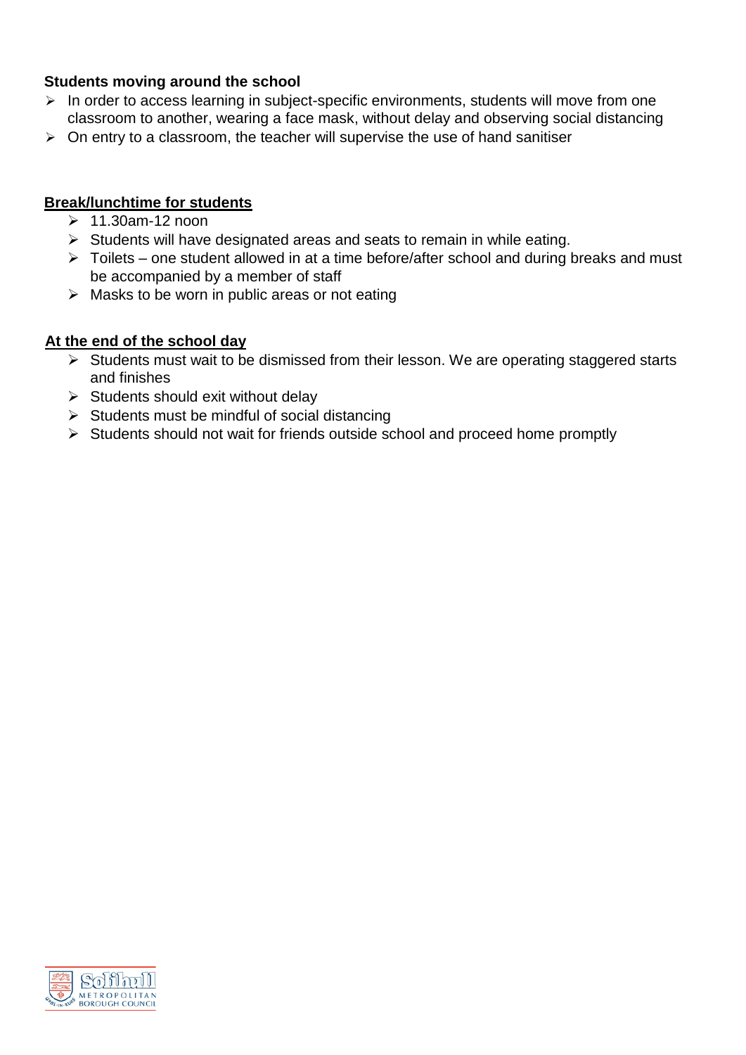**Students moving around the school**

- In order to access learning in subject-specific environments, students will move from one classroom to another, wearing a face mask, without delay and observing social distancing
- On entry to a classroom, the teacher will supervise the use of hand sanitiser

**Break/lunchtime for students**

- 11.30am-12 noon
- Students will have designated areas and seats to remain in while eating.
- Toilets – one student allowed in at a time before/after school and during breaks and must be accompanied by a member of staff
- Masks to be worn in public areas or not eating

**At the end of the school day**

- Students must wait to be dismissed from their lesson. We are operating staggered starts and finishes
- Students should exit without delay
- Students must be mindful of social distancing
- Students should not wait for friends outside school and proceed home promptly